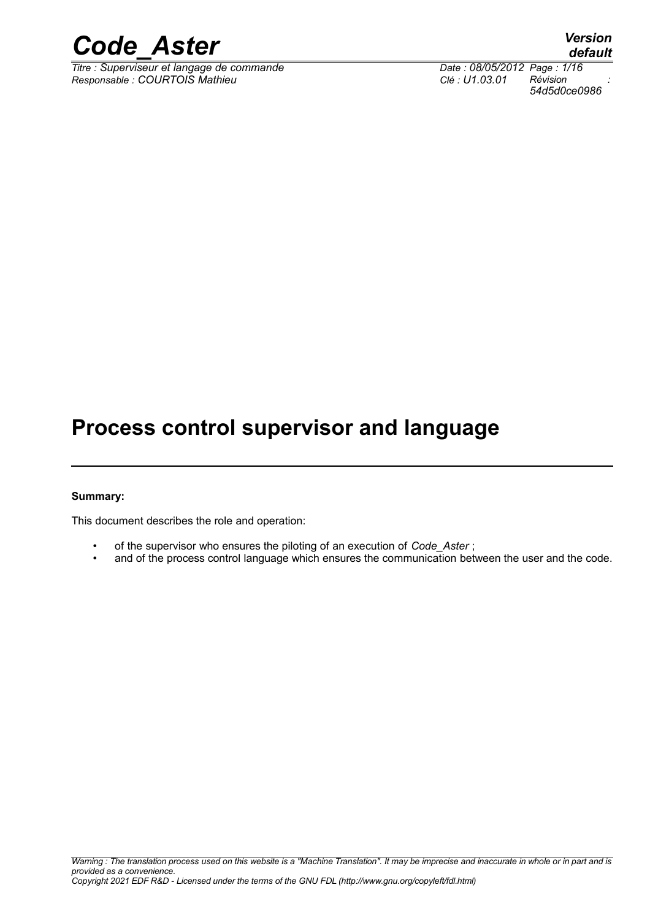# Process control supervisor and language

**Summary:**

This document describes the role and operation:

- of the supervisor who ensures the piloting of an execution of *Code_Aster* ;
- and of the process control language which ensures the communication between the user and the code.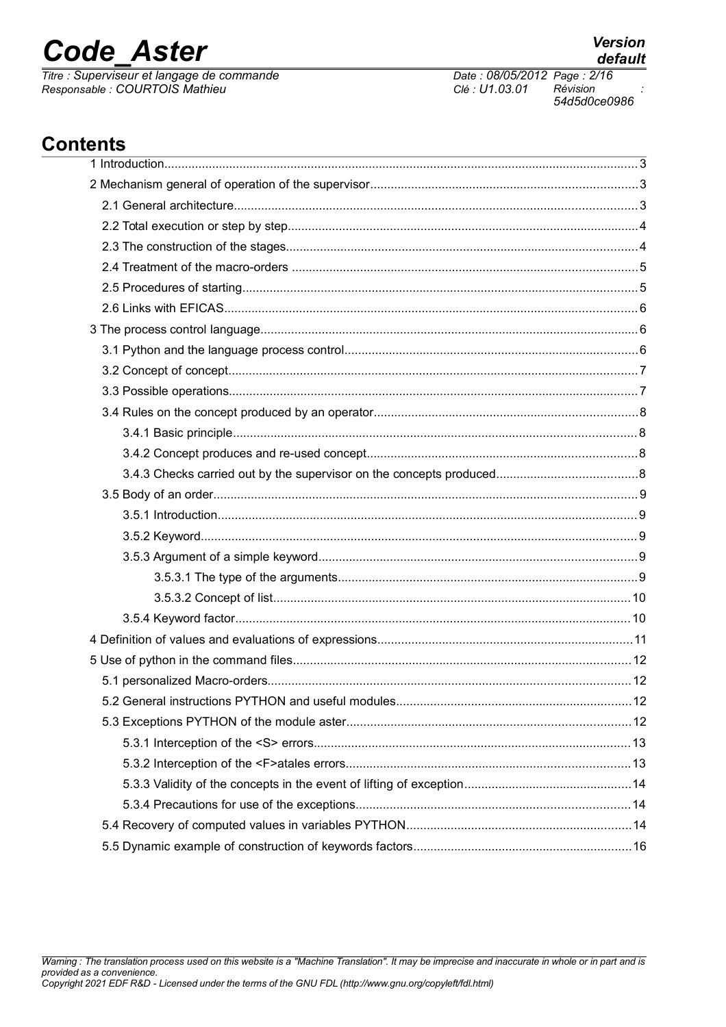## Contents

1 Introduction......................................................................................................................................3
2 Mechanism general of operation of the supervisor............................................................................3
2.1 General architecture.....................................................................................................................3
2.2 Total execution or step by step......................................................................................................4
2.3 The construction of the stages.......................................................................................................4
2.4 Treatment of the macro-orders ......................................................................................................5
2.5 Procedures of starting....................................................................................................................5
2.6 Links with EFICAS.........................................................................................................................6
3 The process control language.............................................................................................................6
3.1 Python and the language process control......................................................................................6
3.2 Concept of concept........................................................................................................................7
3.3 Possible operations........................................................................................................................7
3.4 Rules on the concept produced by an operator..............................................................................8
3.4.1 Basic principle.......................................................................................................................8
3.4.2 Concept produces and re-used concept...............................................................................8
3.4.3 Checks carried out by the supervisor on the concepts produced.........................................8
3.5 Body of an order.............................................................................................................................9
3.5.1 Introduction............................................................................................................................9
3.5.2 Keyword.................................................................................................................................9
3.5.3 Argument of a simple keyword..............................................................................................9
3.5.3.1 The type of the arguments.........................................................................................9
3.5.3.2 Concept of list..........................................................................................................10
3.5.4 Keyword factor.....................................................................................................................10
4 Definition of values and evaluations of expressions...........................................................................11
5 Use of python in the command files....................................................................................................12
5.1 personalized Macro-orders...........................................................................................................12
5.2 General instructions PYTHON and useful modules......................................................................12
5.3 Exceptions PYTHON of the module aster.....................................................................................12
5.3.1 Interception of the <S> errors..............................................................................................13
5.3.2 Interception of the <F>atales errors.....................................................................................13
5.3.3 Validity of the concepts in the event of lifting of exception..................................................14
5.3.4 Precautions for use of the exceptions..................................................................................14
5.4 Recovery of computed values in variables PYTHON...................................................................14
5.5 Dynamic example of construction of keywords factors.................................................................16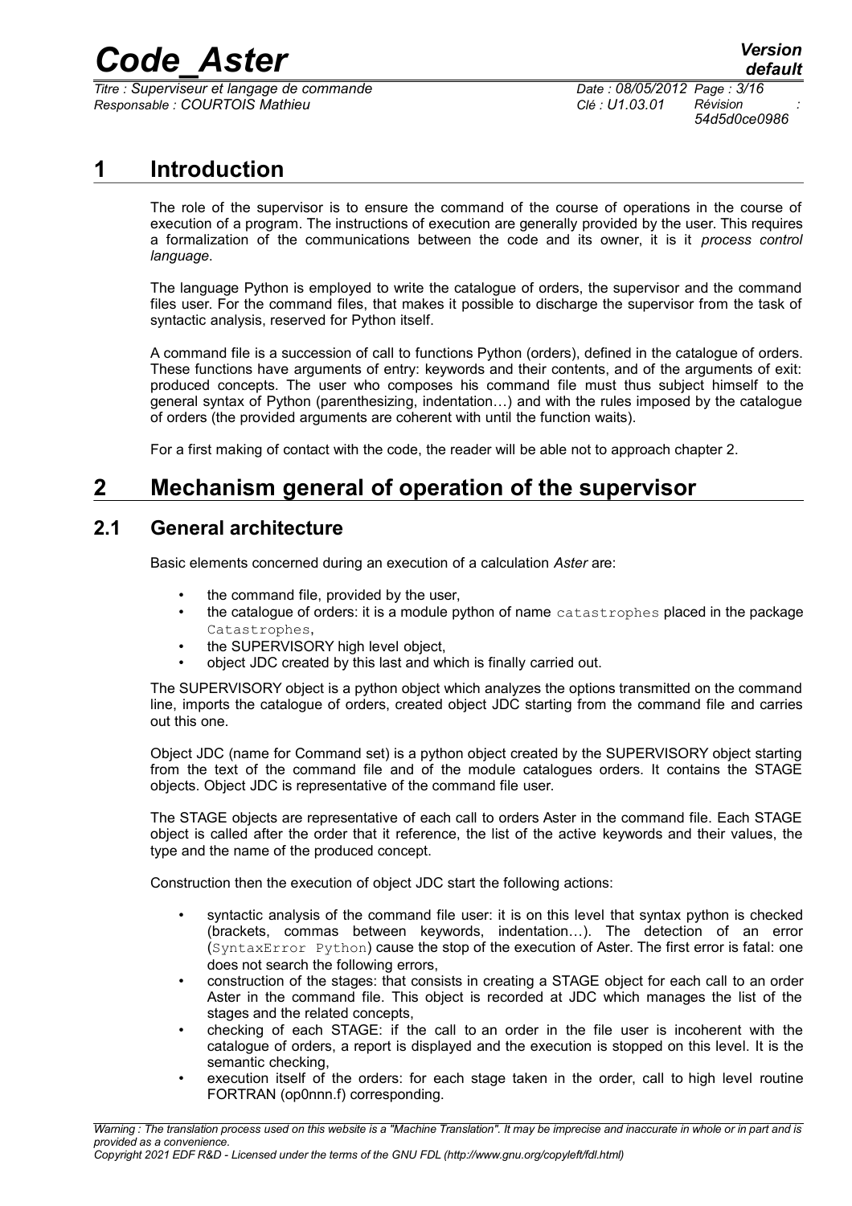# 1 Introduction

The role of the supervisor is to ensure the command of the course of operations in the course of execution of a program. The instructions of execution are generally provided by the user. This requires a formalization of the communications between the code and its owner, it is it *process control language*.

The language Python is employed to write the catalogue of orders, the supervisor and the command files user. For the command files, that makes it possible to discharge the supervisor from the task of syntactic analysis, reserved for Python itself.

A command file is a succession of call to functions Python (orders), defined in the catalogue of orders. These functions have arguments of entry: keywords and their contents, and of the arguments of exit: produced concepts. The user who composes his command file must thus subject himself to the general syntax of Python (parenthesizing, indentation…) and with the rules imposed by the catalogue of orders (the provided arguments are coherent with until the function waits).

For a first making of contact with the code, the reader will be able not to approach chapter 2.

# 2 Mechanism general of operation of the supervisor

## 2.1 General architecture

Basic elements concerned during an execution of a calculation *Aster* are:

- the command file, provided by the user,
- the catalogue of orders: it is a module python of name `catastrophes` placed in the package `Catastrophes`,
- the SUPERVISORY high level object,
- object JDC created by this last and which is finally carried out.

The SUPERVISORY object is a python object which analyzes the options transmitted on the command line, imports the catalogue of orders, created object JDC starting from the command file and carries out this one.

Object JDC (name for Command set) is a python object created by the SUPERVISORY object starting from the text of the command file and of the module catalogues orders. It contains the STAGE objects. Object JDC is representative of the command file user.

The STAGE objects are representative of each call to orders Aster in the command file. Each STAGE object is called after the order that it reference, the list of the active keywords and their values, the type and the name of the produced concept.

Construction then the execution of object JDC start the following actions:

- syntactic analysis of the command file user: it is on this level that syntax python is checked (brackets, commas between keywords, indentation…). The detection of an error (`SyntaxError Python`) cause the stop of the execution of Aster. The first error is fatal: one does not search the following errors,
- construction of the stages: that consists in creating a STAGE object for each call to an order Aster in the command file. This object is recorded at JDC which manages the list of the stages and the related concepts,
- checking of each STAGE: if the call to an order in the file user is incoherent with the catalogue of orders, a report is displayed and the execution is stopped on this level. It is the semantic checking,
- execution itself of the orders: for each stage taken in the order, call to high level routine FORTRAN (op0nnn.f) corresponding.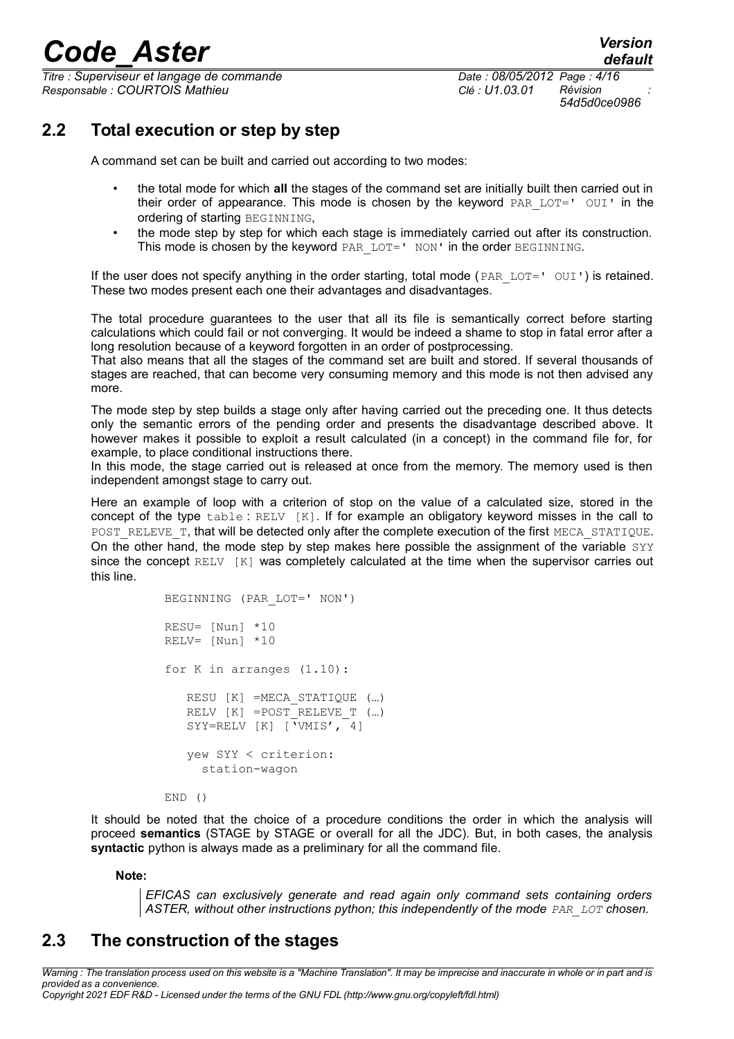## 2.2 Total execution or step by step

A command set can be built and carried out according to two modes:

- the total mode for which **all** the stages of the command set are initially built then carried out in their order of appearance. This mode is chosen by the keyword PAR_LOT=' OUI' in the ordering of starting BEGINNING,
- the mode step by step for which each stage is immediately carried out after its construction. This mode is chosen by the keyword PAR_LOT=' NON' in the order BEGINNING.

If the user does not specify anything in the order starting, total mode (PAR_LOT=' OUI') is retained. These two modes present each one their advantages and disadvantages.

The total procedure guarantees to the user that all its file is semantically correct before starting calculations which could fail or not converging. It would be indeed a shame to stop in fatal error after a long resolution because of a keyword forgotten in an order of postprocessing.
That also means that all the stages of the command set are built and stored. If several thousands of stages are reached, that can become very consuming memory and this mode is not then advised any more.

The mode step by step builds a stage only after having carried out the preceding one. It thus detects only the semantic errors of the pending order and presents the disadvantage described above. It however makes it possible to exploit a result calculated (in a concept) in the command file for, for example, to place conditional instructions there.
In this mode, the stage carried out is released at once from the memory. The memory used is then independent amongst stage to carry out.

Here an example of loop with a criterion of stop on the value of a calculated size, stored in the concept of the type table : RELV [K]. If for example an obligatory keyword misses in the call to POST_RELEVE_T, that will be detected only after the complete execution of the first MECA_STATIQUE. On the other hand, the mode step by step makes here possible the assignment of the variable SYY since the concept RELV [K] was completely calculated at the time when the supervisor carries out this line.

```
BEGINNING (PAR_LOT=' NON')

RESU= [Nun] *10
RELV= [Nun] *10

for K in arranges (1.10):

   RESU [K] =MECA_STATIQUE (…)
   RELV [K] =POST_RELEVE_T (…)
   SYY=RELV [K] ['VMIS', 4]

   yew SYY < criterion:
     station-wagon

END ()
```

It should be noted that the choice of a procedure conditions the order in which the analysis will proceed **semantics** (STAGE by STAGE or overall for all the JDC). But, in both cases, the analysis **syntactic** python is always made as a preliminary for all the command file.

**Note:**

> *EFICAS can exclusively generate and read again only command sets containing orders ASTER, without other instructions python; this independently of the mode PAR_LOT chosen.*

## 2.3 The construction of the stages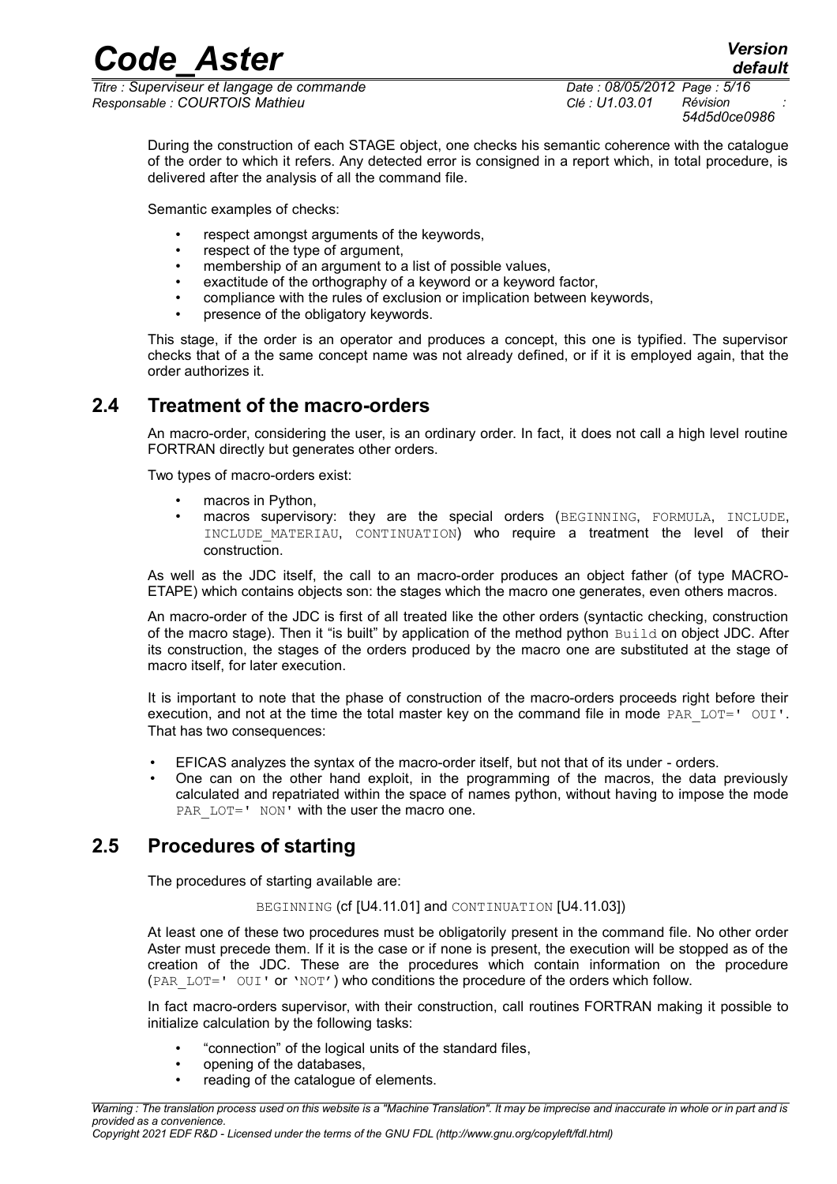During the construction of each STAGE object, one checks his semantic coherence with the catalogue of the order to which it refers. Any detected error is consigned in a report which, in total procedure, is delivered after the analysis of all the command file.

Semantic examples of checks:

- respect amongst arguments of the keywords,
- respect of the type of argument,
- membership of an argument to a list of possible values,
- exactitude of the orthography of a keyword or a keyword factor,
- compliance with the rules of exclusion or implication between keywords,
- presence of the obligatory keywords.

This stage, if the order is an operator and produces a concept, this one is typified. The supervisor checks that of a the same concept name was not already defined, or if it is employed again, that the order authorizes it.

## 2.4 Treatment of the macro-orders

An macro-order, considering the user, is an ordinary order. In fact, it does not call a high level routine FORTRAN directly but generates other orders.

Two types of macro-orders exist:

- macros in Python,
- macros supervisory: they are the special orders (`BEGINNING`, `FORMULA`, `INCLUDE`, `INCLUDE_MATERIAU`, `CONTINUATION`) who require a treatment the level of their construction.

As well as the JDC itself, the call to an macro-order produces an object father (of type MACRO-ETAPE) which contains objects son: the stages which the macro one generates, even others macros.

An macro-order of the JDC is first of all treated like the other orders (syntactic checking, construction of the macro stage). Then it "is built" by application of the method python `Build` on object JDC. After its construction, the stages of the orders produced by the macro one are substituted at the stage of macro itself, for later execution.

It is important to note that the phase of construction of the macro-orders proceeds right before their execution, and not at the time the total master key on the command file in mode `PAR_LOT=' OUI'`. That has two consequences:

- EFICAS analyzes the syntax of the macro-order itself, but not that of its under - orders.
- One can on the other hand exploit, in the programming of the macros, the data previously calculated and repatriated within the space of names python, without having to impose the mode `PAR_LOT=' NON'` with the user the macro one.

## 2.5 Procedures of starting

The procedures of starting available are:

`BEGINNING` (cf [U4.11.01] and `CONTINUATION` [U4.11.03])

At least one of these two procedures must be obligatorily present in the command file. No other order Aster must precede them. If it is the case or if none is present, the execution will be stopped as of the creation of the JDC. These are the procedures which contain information on the procedure (`PAR_LOT=' OUI'` or `'NOT'`) who conditions the procedure of the orders which follow.

In fact macro-orders supervisor, with their construction, call routines FORTRAN making it possible to initialize calculation by the following tasks:

- "connection" of the logical units of the standard files,
- opening of the databases,
- reading of the catalogue of elements.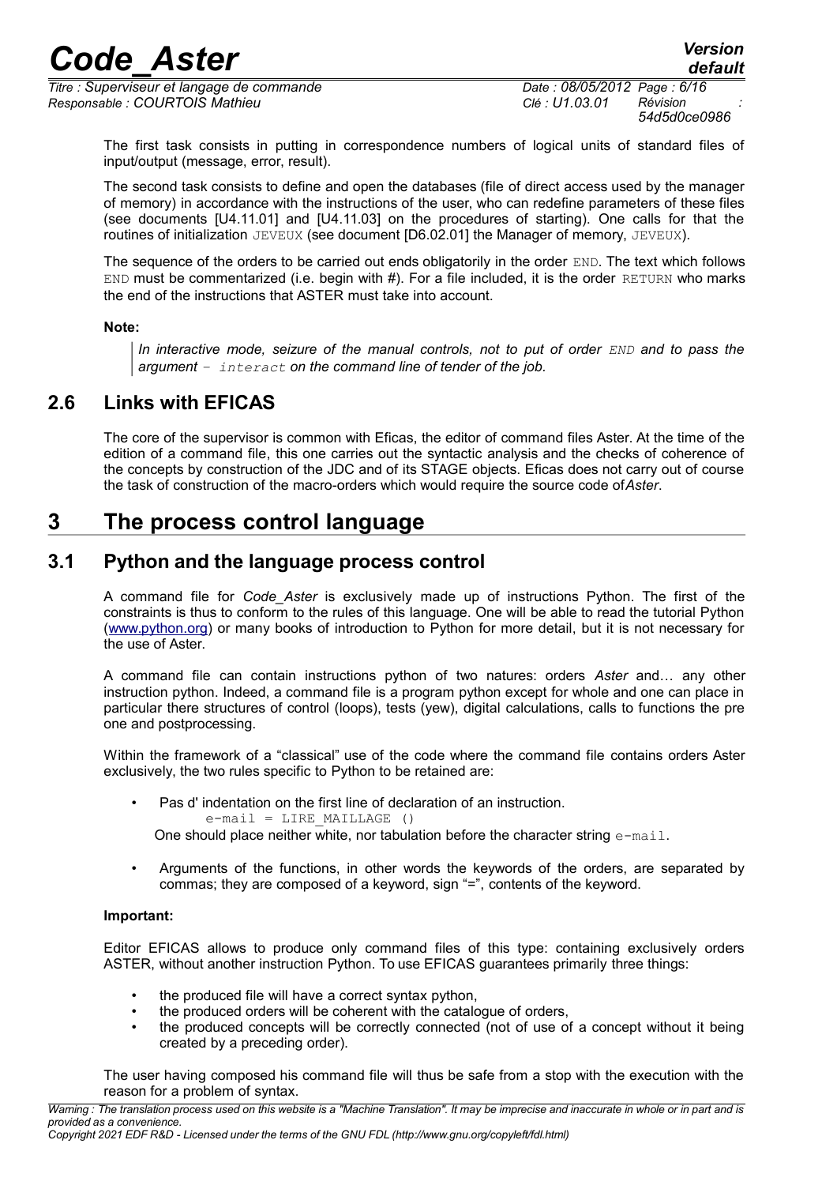The first task consists in putting in correspondence numbers of logical units of standard files of input/output (message, error, result).

The second task consists to define and open the databases (file of direct access used by the manager of memory) in accordance with the instructions of the user, who can redefine parameters of these files (see documents [U4.11.01] and [U4.11.03] on the procedures of starting). One calls for that the routines of initialization `JEVEUX` (see document [D6.02.01] the Manager of memory, `JEVEUX`).

The sequence of the orders to be carried out ends obligatorily in the order `END`. The text which follows `END` must be commentarized (i.e. begin with #). For a file included, it is the order `RETURN` who marks the end of the instructions that ASTER must take into account.

**Note:**

> *In interactive mode, seizure of the manual controls, not to put of order `END` and to pass the argument `- interact` on the command line of tender of the job.*

## 2.6 Links with EFICAS

The core of the supervisor is common with Eficas, the editor of command files Aster. At the time of the edition of a command file, this one carries out the syntactic analysis and the checks of coherence of the concepts by construction of the JDC and of its STAGE objects. Eficas does not carry out of course the task of construction of the macro-orders which would require the source code of *Aster*.

# 3 The process control language

## 3.1 Python and the language process control

A command file for *Code_Aster* is exclusively made up of instructions Python. The first of the constraints is thus to conform to the rules of this language. One will be able to read the tutorial Python (www.python.org) or many books of introduction to Python for more detail, but it is not necessary for the use of Aster.

A command file can contain instructions python of two natures: orders *Aster* and… any other instruction python. Indeed, a command file is a program python except for whole and one can place in particular there structures of control (loops), tests (yew), digital calculations, calls to functions the pre one and postprocessing.

Within the framework of a "classical" use of the code where the command file contains orders Aster exclusively, the two rules specific to Python to be retained are:

- Pas d' indentation on the first line of declaration of an instruction.
  ```
  e-mail = LIRE_MAILLAGE ()
  ```
  One should place neither white, nor tabulation before the character string `e-mail`.

- Arguments of the functions, in other words the keywords of the orders, are separated by commas; they are composed of a keyword, sign "=", contents of the keyword.

**Important:**

Editor EFICAS allows to produce only command files of this type: containing exclusively orders ASTER, without another instruction Python. To use EFICAS guarantees primarily three things:

- the produced file will have a correct syntax python,
- the produced orders will be coherent with the catalogue of orders,
- the produced concepts will be correctly connected (not of use of a concept without it being created by a preceding order).

The user having composed his command file will thus be safe from a stop with the execution with the reason for a problem of syntax.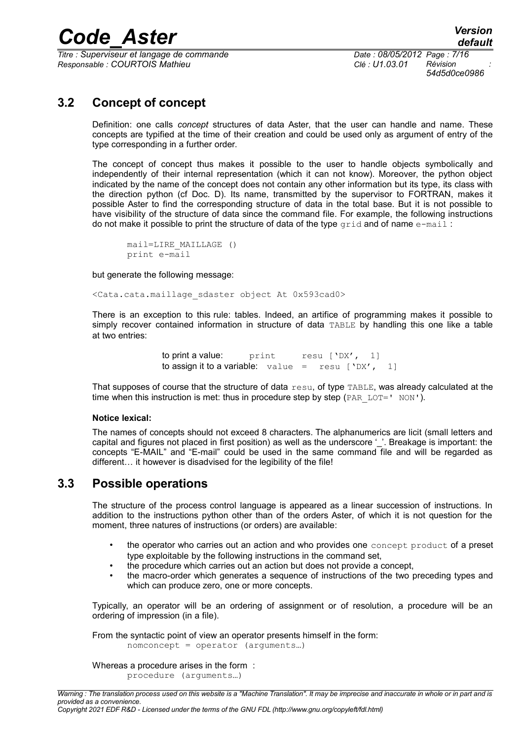## 3.2 Concept of concept

Definition: one calls *concept* structures of data Aster, that the user can handle and name. These concepts are typified at the time of their creation and could be used only as argument of entry of the type corresponding in a further order.

The concept of concept thus makes it possible to the user to handle objects symbolically and independently of their internal representation (which it can not know). Moreover, the python object indicated by the name of the concept does not contain any other information but its type, its class with the direction python (cf Doc. D). Its name, transmitted by the supervisor to FORTRAN, makes it possible Aster to find the corresponding structure of data in the total base. But it is not possible to have visibility of the structure of data since the command file. For example, the following instructions do not make it possible to print the structure of data of the type `grid` and of name `e-mail` :

```
mail=LIRE_MAILLAGE ()
print e-mail
```

but generate the following message:

```
<Cata.cata.maillage_sdaster object At 0x593cad0>
```

There is an exception to this rule: tables. Indeed, an artifice of programming makes it possible to simply recover contained information in structure of data `TABLE` by handling this one like a table at two entries:

to print a value: `print resu ['DX', 1]`
to assign it to a variable: `value = resu ['DX', 1]`

That supposes of course that the structure of data `resu`, of type `TABLE`, was already calculated at the time when this instruction is met: thus in procedure step by step (`PAR_LOT=' NON'`).

**Notice lexical:**

The names of concepts should not exceed 8 characters. The alphanumerics are licit (small letters and capital and figures not placed in first position) as well as the underscore '_'. Breakage is important: the concepts "E-MAIL" and "E-mail" could be used in the same command file and will be regarded as different… it however is disadvised for the legibility of the file!

## 3.3 Possible operations

The structure of the process control language is appeared as a linear succession of instructions. In addition to the instructions python other than of the orders Aster, of which it is not question for the moment, three natures of instructions (or orders) are available:

- the operator who carries out an action and who provides one `concept product` of a preset type exploitable by the following instructions in the command set,
- the procedure which carries out an action but does not provide a concept,
- the macro-order which generates a sequence of instructions of the two preceding types and which can produce zero, one or more concepts.

Typically, an operator will be an ordering of assignment or of resolution, a procedure will be an ordering of impression (in a file).

From the syntactic point of view an operator presents himself in the form:

```
nomconcept = operator (arguments…)
```

Whereas a procedure arises in the form :

```
procedure (arguments…)
```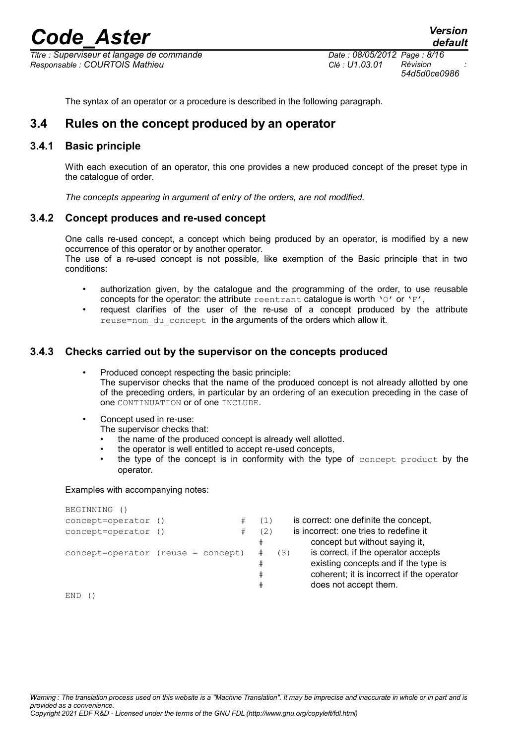The syntax of an operator or a procedure is described in the following paragraph.

## 3.4 Rules on the concept produced by an operator

### 3.4.1 Basic principle

With each execution of an operator, this one provides a new produced concept of the preset type in the catalogue of order.

*The concepts appearing in argument of entry of the orders, are not modified.*

### 3.4.2 Concept produces and re-used concept

One calls re-used concept, a concept which being produced by an operator, is modified by a new occurrence of this operator or by another operator.
The use of a re-used concept is not possible, like exemption of the Basic principle that in two conditions:

- authorization given, by the catalogue and the programming of the order, to use reusable concepts for the operator: the attribute `reentrant` catalogue is worth `'O'` or `'F'`,
- request clarifies of the user of the re-use of a concept produced by the attribute `reuse=nom_du_concept` in the arguments of the orders which allow it.

### 3.4.3 Checks carried out by the supervisor on the concepts produced

- Produced concept respecting the basic principle:
  The supervisor checks that the name of the produced concept is not already allotted by one of the preceding orders, in particular by an ordering of an execution preceding in the case of one `CONTINUATION` or of one `INCLUDE`.
- Concept used in re-use:
  The supervisor checks that:
  - the name of the produced concept is already well allotted.
  - the operator is well entitled to accept re-used concepts,
  - the type of the concept is in conformity with the type of `concept product` by the operator.

Examples with accompanying notes:

```
BEGINNING ()
concept=operator ()                 #  (1)     is correct: one definite the concept,
concept=operator ()                 #  (2)     is incorrect: one tries to redefine it
                                       #          concept but without saying it,
concept=operator (reuse = concept)  #  (3)     is correct, if the operator accepts
                                       #          existing concepts and if the type is
                                       #          coherent; it is incorrect if the operator
                                       #          does not accept them.
END ()
```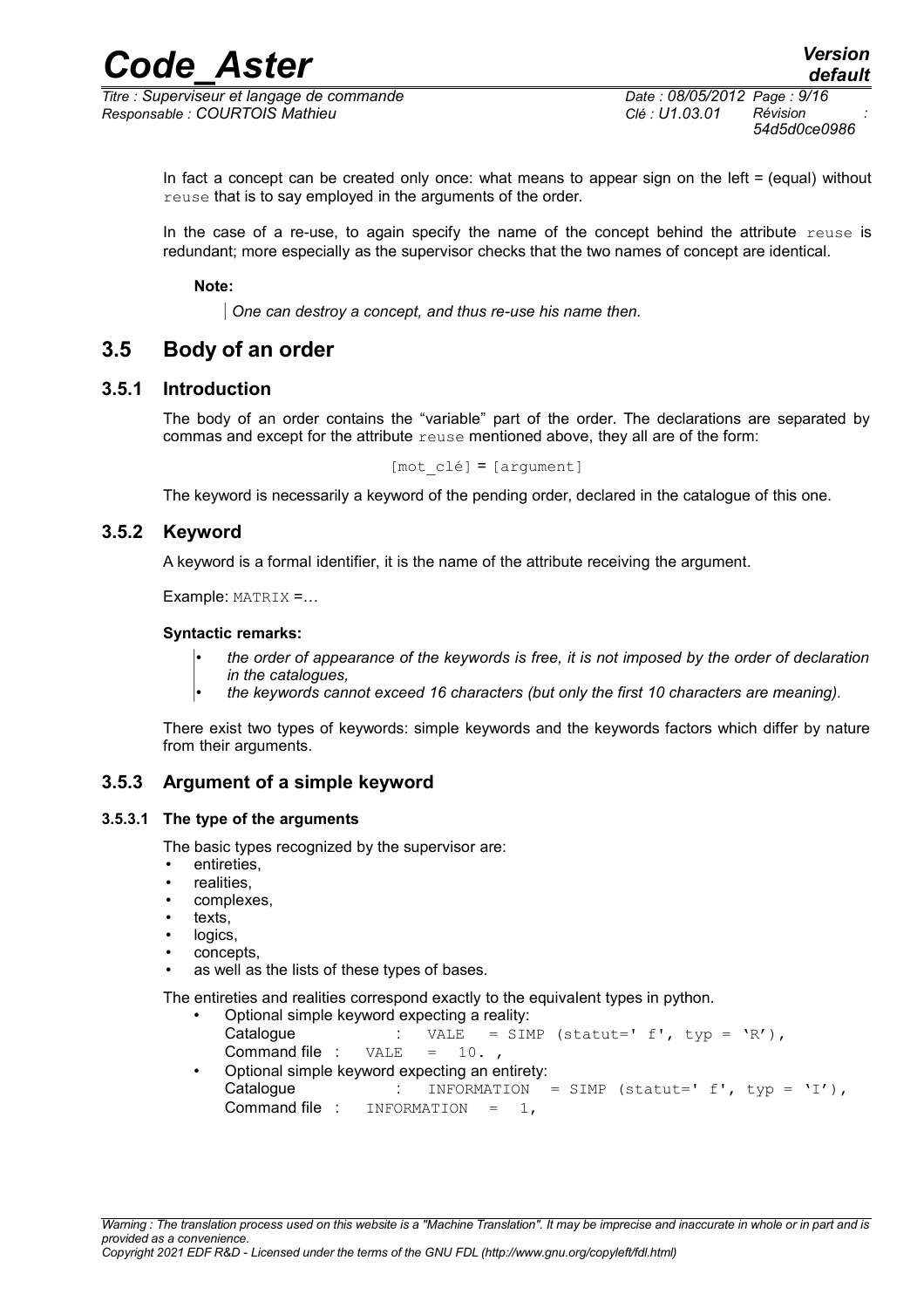In fact a concept can be created only once: what means to appear sign on the left = (equal) without `reuse` that is to say employed in the arguments of the order.

In the case of a re-use, to again specify the name of the concept behind the attribute `reuse` is redundant; more especially as the supervisor checks that the two names of concept are identical.

**Note:**

> *One can destroy a concept, and thus re-use his name then.*

## 3.5 Body of an order

### 3.5.1 Introduction

The body of an order contains the "variable" part of the order. The declarations are separated by commas and except for the attribute `reuse` mentioned above, they all are of the form:

`[mot_clé] = [argument]`

The keyword is necessarily a keyword of the pending order, declared in the catalogue of this one.

### 3.5.2 Keyword

A keyword is a formal identifier, it is the name of the attribute receiving the argument.

Example: `MATRIX` =…

**Syntactic remarks:**

> - *the order of appearance of the keywords is free, it is not imposed by the order of declaration in the catalogues,*
> - *the keywords cannot exceed 16 characters (but only the first 10 characters are meaning).*

There exist two types of keywords: simple keywords and the keywords factors which differ by nature from their arguments.

### 3.5.3 Argument of a simple keyword

#### 3.5.3.1 The type of the arguments

The basic types recognized by the supervisor are:

- entireties,
- realities,
- complexes,
- texts,
- logics,
- concepts,
- as well as the lists of these types of bases.

The entireties and realities correspond exactly to the equivalent types in python.

- Optional simple keyword expecting a reality:
  Catalogue : `VALE = SIMP (statut=' f', typ = 'R'),`
  Command file : `VALE = 10. ,`
- Optional simple keyword expecting an entirety:
  Catalogue : `INFORMATION = SIMP (statut=' f', typ = 'I'),`
  Command file : `INFORMATION = 1,`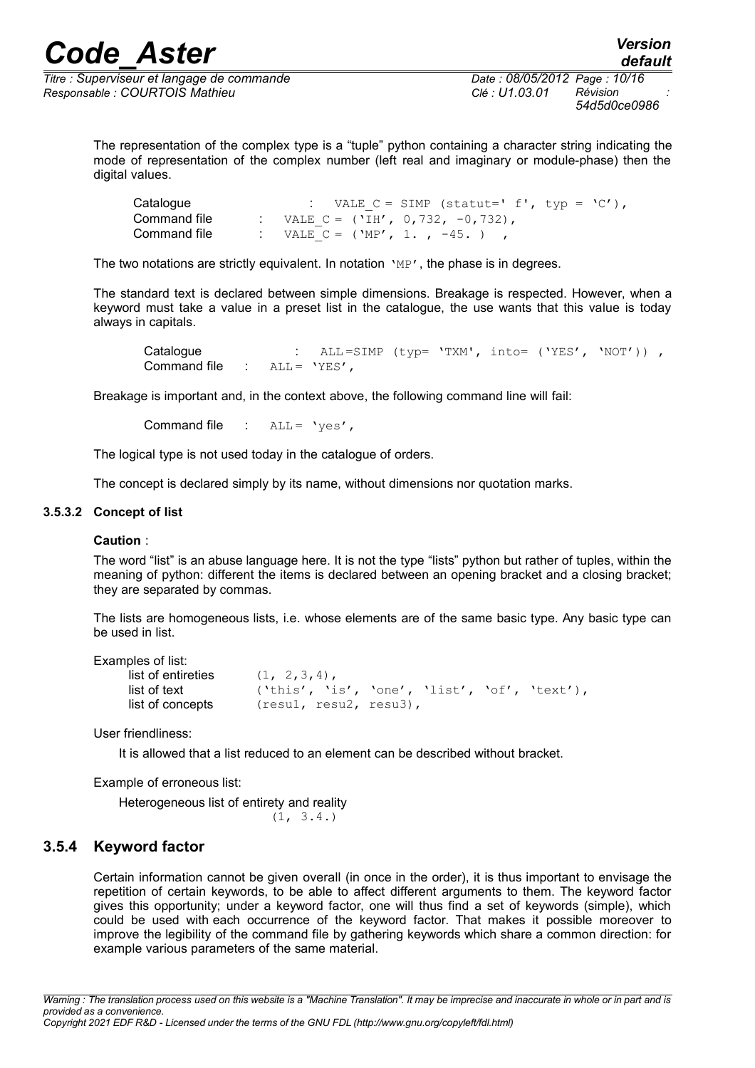The representation of the complex type is a "tuple" python containing a character string indicating the mode of representation of the complex number (left real and imaginary or module-phase) then the digital values.

```
Catalogue          :  VALE_C = SIMP (statut=' f', typ = 'C'),
Command file       :  VALE_C = ('IH', 0,732, -0,732),
Command file       :  VALE_C = ('MP', 1. , -45. )  ,
```

The two notations are strictly equivalent. In notation `'MP'`, the phase is in degrees.

The standard text is declared between simple dimensions. Breakage is respected. However, when a keyword must take a value in a preset list in the catalogue, the use wants that this value is today always in capitals.

```
Catalogue          :  ALL =SIMP (typ= 'TXM', into= ('YES', 'NOT')) ,
Command file   :  ALL= 'YES',
```

Breakage is important and, in the context above, the following command line will fail:

```
Command file   :  ALL= 'yes',
```

The logical type is not used today in the catalogue of orders.

The concept is declared simply by its name, without dimensions nor quotation marks.

#### 3.5.3.2 Concept of list

**Caution** :

The word "list" is an abuse language here. It is not the type "lists" python but rather of tuples, within the meaning of python: different the items is declared between an opening bracket and a closing bracket; they are separated by commas.

The lists are homogeneous lists, i.e. whose elements are of the same basic type. Any basic type can be used in list.

Examples of list:

```
list of entireties    (1, 2,3,4),
list of text          ('this', 'is', 'one', 'list', 'of', 'text'),
list of concepts      (resu1, resu2, resu3),
```

User friendliness:

It is allowed that a list reduced to an element can be described without bracket.

Example of erroneous list:

Heterogeneous list of entirety and reality

```
(1, 3.4.)
```

### 3.5.4 Keyword factor

Certain information cannot be given overall (in once in the order), it is thus important to envisage the repetition of certain keywords, to be able to affect different arguments to them. The keyword factor gives this opportunity; under a keyword factor, one will thus find a set of keywords (simple), which could be used with each occurrence of the keyword factor. That makes it possible moreover to improve the legibility of the command file by gathering keywords which share a common direction: for example various parameters of the same material.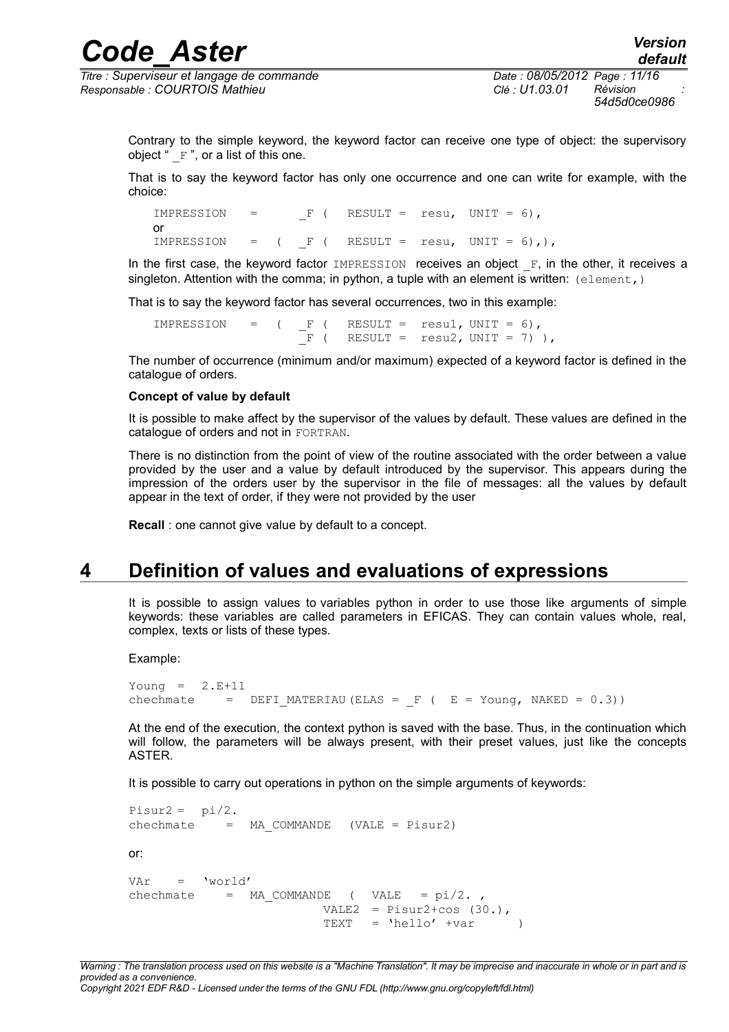Contrary to the simple keyword, the keyword factor can receive one type of object: the supervisory object " _F ", or a list of this one.

That is to say the keyword factor has only one occurrence and one can write for example, with the choice:

```
IMPRESSION   =      _F (  RESULT =  resu,  UNIT = 6),
or
IMPRESSION   =  (   _F (  RESULT =  resu,  UNIT = 6),),
```

In the first case, the keyword factor IMPRESSION receives an object _F, in the other, it receives a singleton. Attention with the comma; in python, a tuple with an element is written: (element,)

That is to say the keyword factor has several occurrences, two in this example:

```
IMPRESSION   =  (   _F (  RESULT =  resu1, UNIT = 6),
                    _F (  RESULT =  resu2, UNIT = 7) ),
```

The number of occurrence (minimum and/or maximum) expected of a keyword factor is defined in the catalogue of orders.

**Concept of value by default**

It is possible to make affect by the supervisor of the values by default. These values are defined in the catalogue of orders and not in FORTRAN.

There is no distinction from the point of view of the routine associated with the order between a value provided by the user and a value by default introduced by the supervisor. This appears during the impression of the orders user by the supervisor in the file of messages: all the values by default appear in the text of order, if they were not provided by the user

**Recall** : one cannot give value by default to a concept.

# 4 Definition of values and evaluations of expressions

It is possible to assign values to variables python in order to use those like arguments of simple keywords: these variables are called parameters in EFICAS. They can contain values whole, real, complex, texts or lists of these types.

Example:

```
Young  =  2.E+11
chechmate    =  DEFI_MATERIAU (ELAS = _F (  E = Young, NAKED = 0.3))
```

At the end of the execution, the context python is saved with the base. Thus, in the continuation which will follow, the parameters will be always present, with their preset values, just like the concepts ASTER.

It is possible to carry out operations in python on the simple arguments of keywords:

```
Pisur2 =  pi/2.
chechmate    =  MA_COMMANDE   (VALE = Pisur2)
```

or:

```
VAr    =  'world'
chechmate    =  MA_COMMANDE  (  VALE   = pi/2. ,
                           VALE2  = Pisur2+cos (30.),
                           TEXT   = 'hello' +var      )
```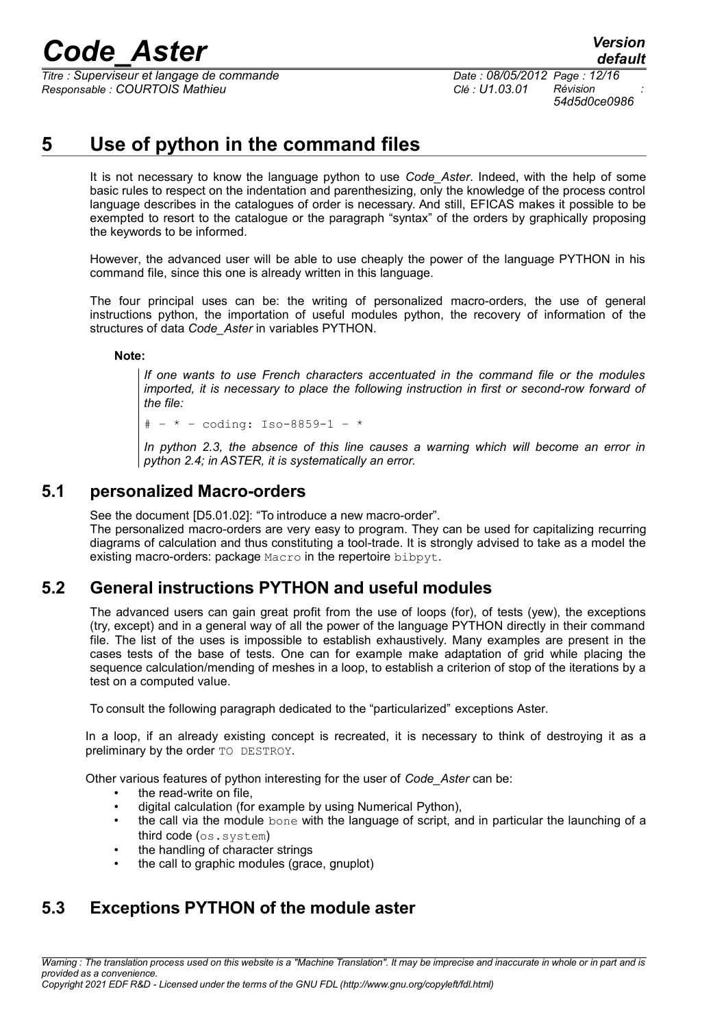# 5 Use of python in the command files

It is not necessary to know the language python to use *Code_Aster*. Indeed, with the help of some basic rules to respect on the indentation and parenthesizing, only the knowledge of the process control language describes in the catalogues of order is necessary. And still, EFICAS makes it possible to be exempted to resort to the catalogue or the paragraph "syntax" of the orders by graphically proposing the keywords to be informed.

However, the advanced user will be able to use cheaply the power of the language PYTHON in his command file, since this one is already written in this language.

The four principal uses can be: the writing of personalized macro-orders, the use of general instructions python, the importation of useful modules python, the recovery of information of the structures of data *Code_Aster* in variables PYTHON.

**Note:**

> *If one wants to use French characters accentuated in the command file or the modules imported, it is necessary to place the following instruction in first or second-row forward of the file:*
>
> ```
> # - * - coding: Iso-8859-1 - *
> ```
>
> *In python 2.3, the absence of this line causes a warning which will become an error in python 2.4; in ASTER, it is systematically an error.*

## 5.1 personalized Macro-orders

See the document [D5.01.02]: "To introduce a new macro-order".
The personalized macro-orders are very easy to program. They can be used for capitalizing recurring diagrams of calculation and thus constituting a tool-trade. It is strongly advised to take as a model the existing macro-orders: package `Macro` in the repertoire `bibpyt`.

## 5.2 General instructions PYTHON and useful modules

The advanced users can gain great profit from the use of loops (for), of tests (yew), the exceptions (try, except) and in a general way of all the power of the language PYTHON directly in their command file. The list of the uses is impossible to establish exhaustively. Many examples are present in the cases tests of the base of tests. One can for example make adaptation of grid while placing the sequence calculation/mending of meshes in a loop, to establish a criterion of stop of the iterations by a test on a computed value.

To consult the following paragraph dedicated to the "particularized" exceptions Aster.

In a loop, if an already existing concept is recreated, it is necessary to think of destroying it as a preliminary by the order `TO DESTROY`.

Other various features of python interesting for the user of *Code_Aster* can be:

- the read-write on file,
- digital calculation (for example by using Numerical Python),
- the call via the module `bone` with the language of script, and in particular the launching of a third code (`os.system`)
- the handling of character strings
- the call to graphic modules (grace, gnuplot)

## 5.3 Exceptions PYTHON of the module aster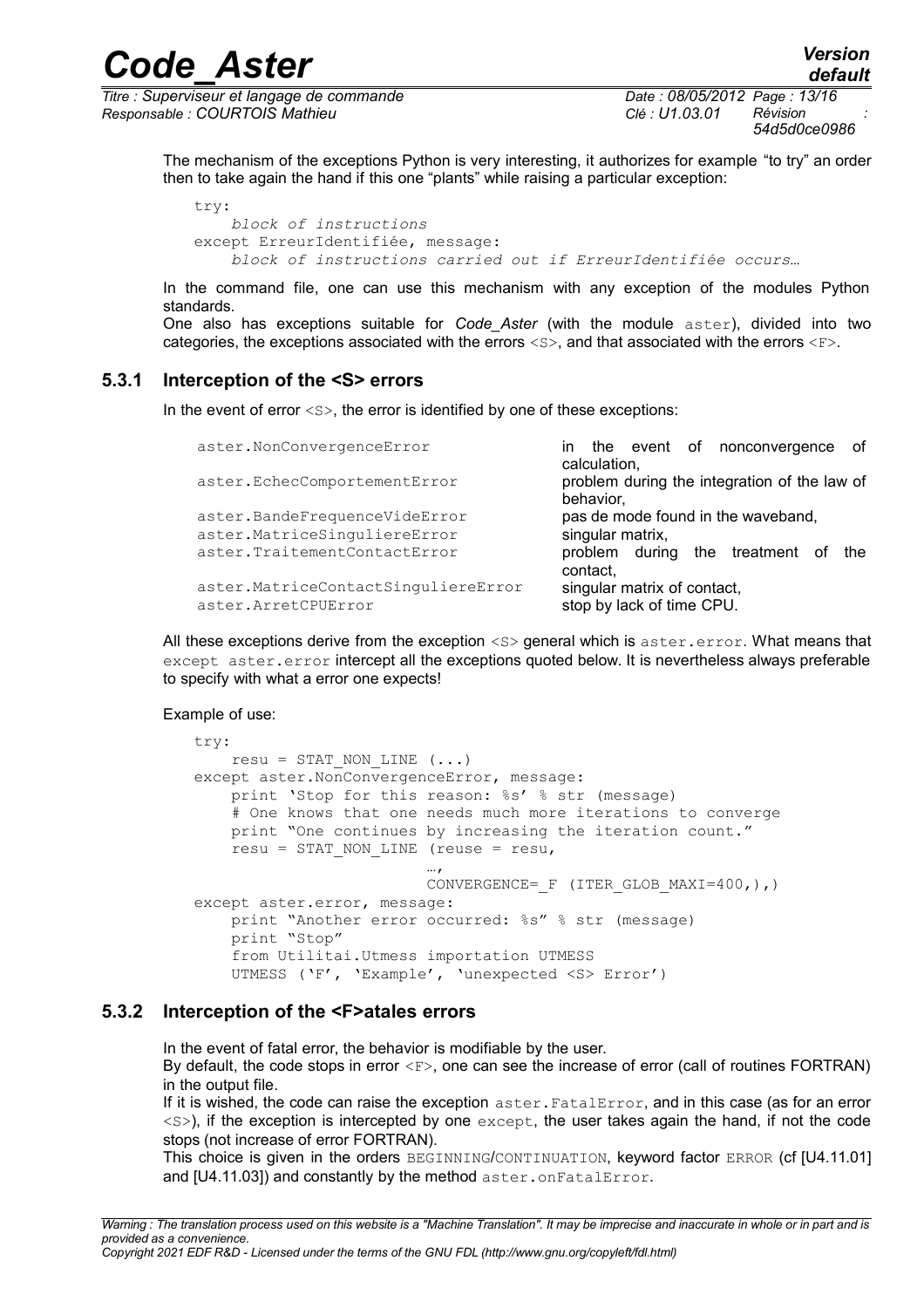The mechanism of the exceptions Python is very interesting, it authorizes for example "to try" an order then to take again the hand if this one "plants" while raising a particular exception:

```
try:
    block of instructions
except ErreurIdentifiée, message:
    block of instructions carried out if ErreurIdentifiée occurs…
```

In the command file, one can use this mechanism with any exception of the modules Python standards.

One also has exceptions suitable for *Code_Aster* (with the module `aster`), divided into two categories, the exceptions associated with the errors `<S>`, and that associated with the errors `<F>`.

### 5.3.1 Interception of the <S> errors

In the event of error `<S>`, the error is identified by one of these exceptions:

| | |
|---|---|
| `aster.NonConvergenceError` | in the event of nonconvergence of calculation, |
| `aster.EchecComportementError` | problem during the integration of the law of behavior, |
| `aster.BandeFrequenceVideError` | pas de mode found in the waveband, |
| `aster.MatriceSinguliereError` | singular matrix, |
| `aster.TraitementContactError` | problem during the treatment of the contact, |
| `aster.MatriceContactSinguliereError` | singular matrix of contact, |
| `aster.ArretCPUError` | stop by lack of time CPU. |

All these exceptions derive from the exception `<S>` general which is `aster.error`. What means that `except aster.error` intercept all the exceptions quoted below. It is nevertheless always preferable to specify with what a error one expects!

Example of use:

```
try:
    resu = STAT_NON_LINE (...)
except aster.NonConvergenceError, message:
    print 'Stop for this reason: %s' % str (message)
    # One knows that one needs much more iterations to converge
    print "One continues by increasing the iteration count."
    resu = STAT_NON_LINE (reuse = resu,
                          …,
                          CONVERGENCE=_F (ITER_GLOB_MAXI=400,),)
except aster.error, message:
    print "Another error occurred: %s" % str (message)
    print "Stop"
    from Utilitai.Utmess importation UTMESS
    UTMESS ('F', 'Example', 'unexpected <S> Error')
```

### 5.3.2 Interception of the <F>atales errors

In the event of fatal error, the behavior is modifiable by the user.

By default, the code stops in error `<F>`, one can see the increase of error (call of routines FORTRAN) in the output file.

If it is wished, the code can raise the exception `aster.FatalError`, and in this case (as for an error `<S>`), if the exception is intercepted by one `except`, the user takes again the hand, if not the code stops (not increase of error FORTRAN).

This choice is given in the orders `BEGINNING`/`CONTINUATION`, keyword factor `ERROR` (cf [U4.11.01] and [U4.11.03]) and constantly by the method `aster.onFatalError`.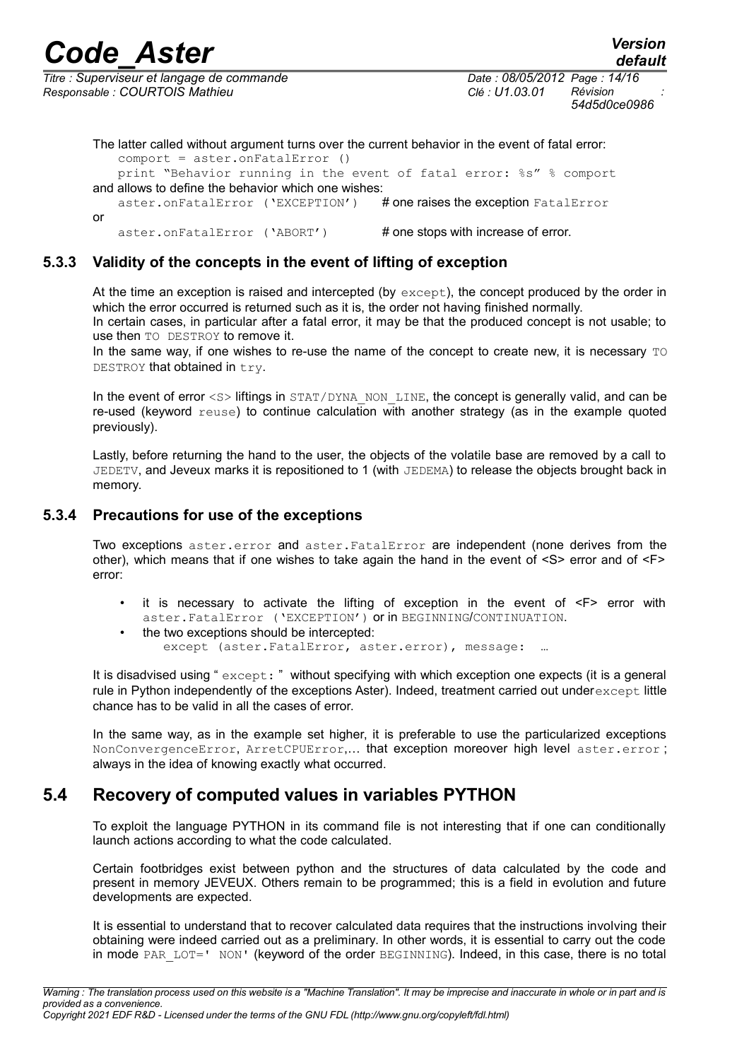The latter called without argument turns over the current behavior in the event of fatal error:

```
comport = aster.onFatalError ()
print "Behavior running in the event of fatal error: %s" % comport
```

and allows to define the behavior which one wishes:

```
aster.onFatalError ('EXCEPTION')    # one raises the exception FatalError
```

or

```
aster.onFatalError ('ABORT')        # one stops with increase of error.
```

### 5.3.3 Validity of the concepts in the event of lifting of exception

At the time an exception is raised and intercepted (by `except`), the concept produced by the order in which the error occurred is returned such as it is, the order not having finished normally.
In certain cases, in particular after a fatal error, it may be that the produced concept is not usable; to use then `TO DESTROY` to remove it.
In the same way, if one wishes to re-use the name of the concept to create new, it is necessary `TO DESTROY` that obtained in `try`.

In the event of error `<S>` liftings in `STAT/DYNA_NON_LINE`, the concept is generally valid, and can be re-used (keyword `reuse`) to continue calculation with another strategy (as in the example quoted previously).

Lastly, before returning the hand to the user, the objects of the volatile base are removed by a call to `JEDETV`, and Jeveux marks it is repositioned to 1 (with `JEDEMA`) to release the objects brought back in memory.

### 5.3.4 Precautions for use of the exceptions

Two exceptions `aster.error` and `aster.FatalError` are independent (none derives from the other), which means that if one wishes to take again the hand in the event of <S> error and of <F> error:

- it is necessary to activate the lifting of exception in the event of <F> error with `aster.FatalError ('EXCEPTION')` or in `BEGINNING`/`CONTINUATION`.
- the two exceptions should be intercepted:
  `except (aster.FatalError, aster.error), message: …`

It is disadvised using " `except:` " without specifying with which exception one expects (it is a general rule in Python independently of the exceptions Aster). Indeed, treatment carried out under`except` little chance has to be valid in all the cases of error.

In the same way, as in the example set higher, it is preferable to use the particularized exceptions `NonConvergenceError`, `ArretCPUError`,… that exception moreover high level `aster.error` ; always in the idea of knowing exactly what occurred.

## 5.4 Recovery of computed values in variables PYTHON

To exploit the language PYTHON in its command file is not interesting that if one can conditionally launch actions according to what the code calculated.

Certain footbridges exist between python and the structures of data calculated by the code and present in memory JEVEUX. Others remain to be programmed; this is a field in evolution and future developments are expected.

It is essential to understand that to recover calculated data requires that the instructions involving their obtaining were indeed carried out as a preliminary. In other words, it is essential to carry out the code in mode `PAR_LOT=' NON'` (keyword of the order `BEGINNING`). Indeed, in this case, there is no total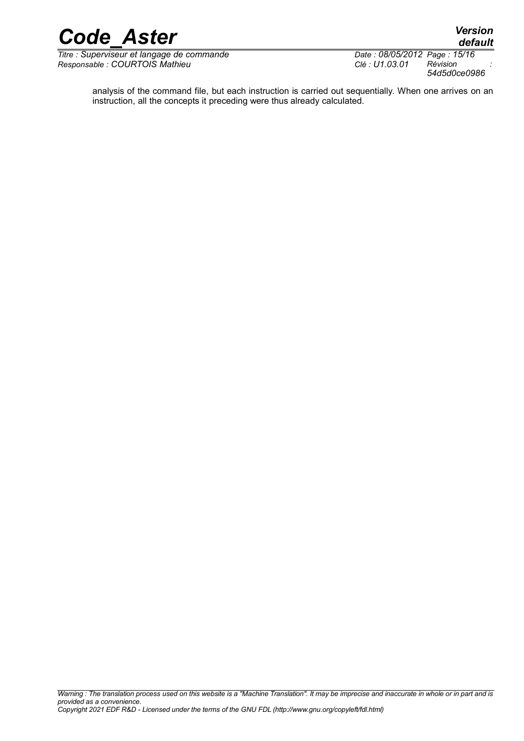analysis of the command file, but each instruction is carried out sequentially. When one arrives on an instruction, all the concepts it preceding were thus already calculated.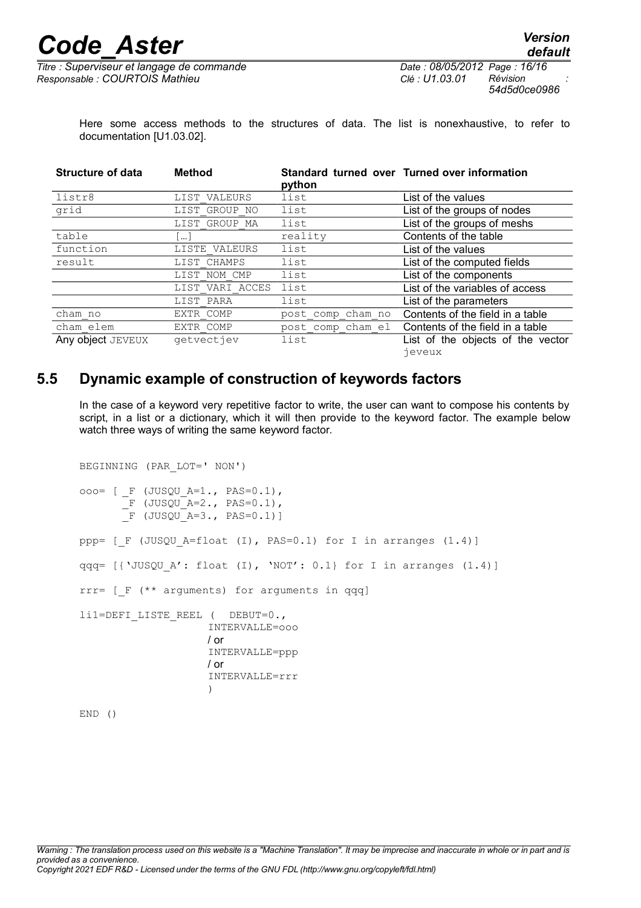Here some access methods to the structures of data. The list is nonexhaustive, to refer to documentation [U1.03.02].

| Structure of data | Method | Standard turned over python | Turned over information |
|---|---|---|---|
| listr8 | LIST_VALEURS | list | List of the values |
| grid | LIST_GROUP_NO | list | List of the groups of nodes |
| | LIST_GROUP_MA | list | List of the groups of meshs |
| table | […] | reality | Contents of the table |
| function | LISTE_VALEURS | list | List of the values |
| result | LIST_CHAMPS | list | List of the computed fields |
| | LIST_NOM_CMP | list | List of the components |
| | LIST_VARI_ACCES | list | List of the variables of access |
| | LIST_PARA | list | List of the parameters |
| cham_no | EXTR_COMP | post_comp_cham_no | Contents of the field in a table |
| cham_elem | EXTR_COMP | post_comp_cham_el | Contents of the field in a table |
| Any object JEVEUX | getvectjev | list | List of the objects of the vector jeveux |

## 5.5 Dynamic example of construction of keywords factors

In the case of a keyword very repetitive factor to write, the user can want to compose his contents by script, in a list or a dictionary, which it will then provide to the keyword factor. The example below watch three ways of writing the same keyword factor.

```
BEGINNING (PAR_LOT=' NON')

ooo= [ _F (JUSQU_A=1., PAS=0.1),
       _F (JUSQU_A=2., PAS=0.1),
       _F (JUSQU_A=3., PAS=0.1)]

ppp= [_F (JUSQU_A=float (I), PAS=0.1) for I in arranges (1.4)]

qqq= [{'JUSQU_A': float (I), 'NOT': 0.1} for I in arranges (1.4)]

rrr= [_F (** arguments) for arguments in qqq]

li1=DEFI_LISTE_REEL (  DEBUT=0.,
                    INTERVALLE=ooo
                    / or
                    INTERVALLE=ppp
                    / or
                    INTERVALLE=rrr
                    )

END ()
```